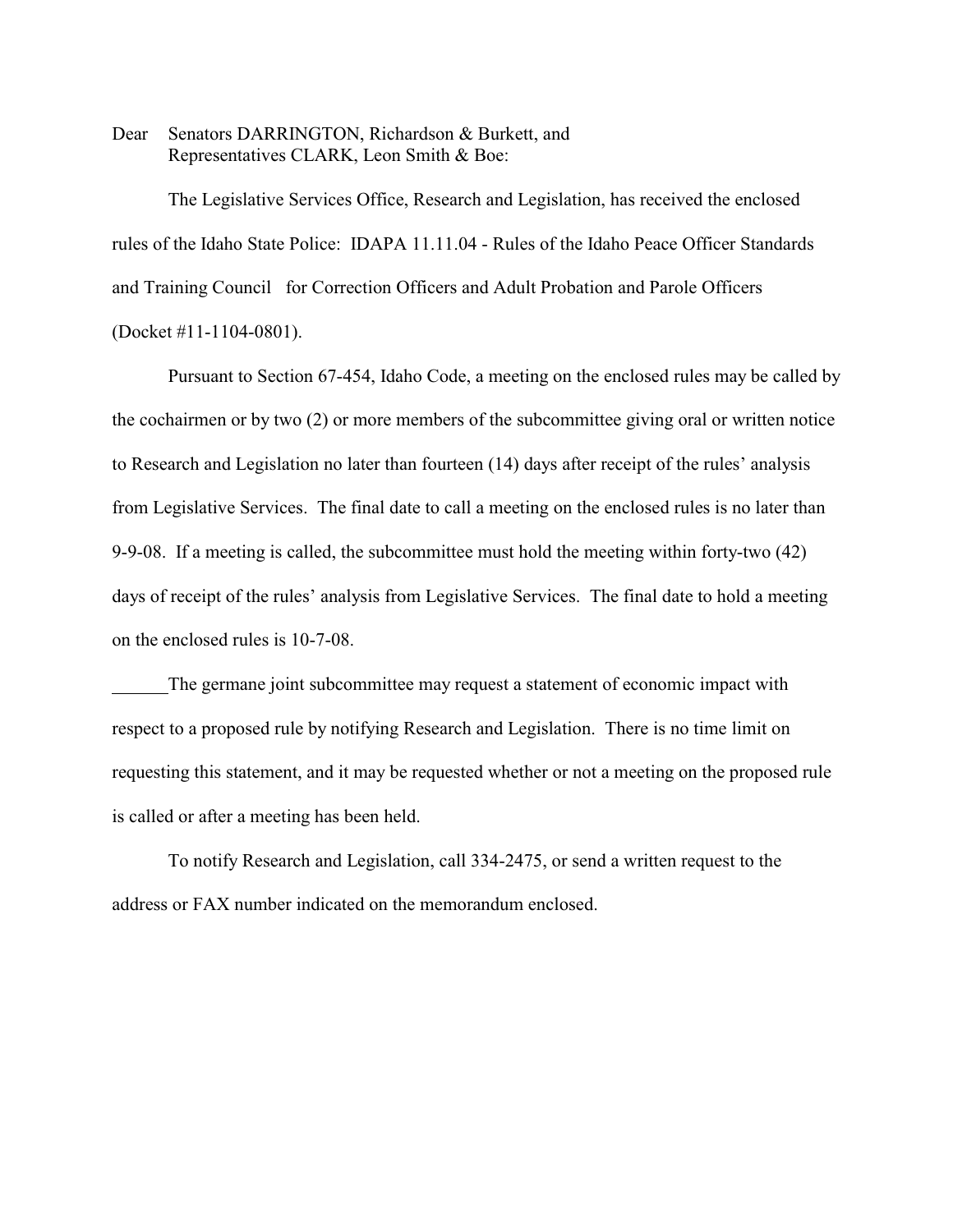Dear Senators DARRINGTON, Richardson & Burkett, and
Representatives CLARK, Leon Smith & Boe:

The Legislative Services Office, Research and Legislation, has received the enclosed rules of the Idaho State Police: IDAPA 11.11.04 - Rules of the Idaho Peace Officer Standards and Training Council for Correction Officers and Adult Probation and Parole Officers (Docket #11-1104-0801).

Pursuant to Section 67-454, Idaho Code, a meeting on the enclosed rules may be called by the cochairmen or by two (2) or more members of the subcommittee giving oral or written notice to Research and Legislation no later than fourteen (14) days after receipt of the rules' analysis from Legislative Services. The final date to call a meeting on the enclosed rules is no later than 9-9-08. If a meeting is called, the subcommittee must hold the meeting within forty-two (42) days of receipt of the rules' analysis from Legislative Services. The final date to hold a meeting on the enclosed rules is 10-7-08.

______The germane joint subcommittee may request a statement of economic impact with respect to a proposed rule by notifying Research and Legislation. There is no time limit on requesting this statement, and it may be requested whether or not a meeting on the proposed rule is called or after a meeting has been held.

To notify Research and Legislation, call 334-2475, or send a written request to the address or FAX number indicated on the memorandum enclosed.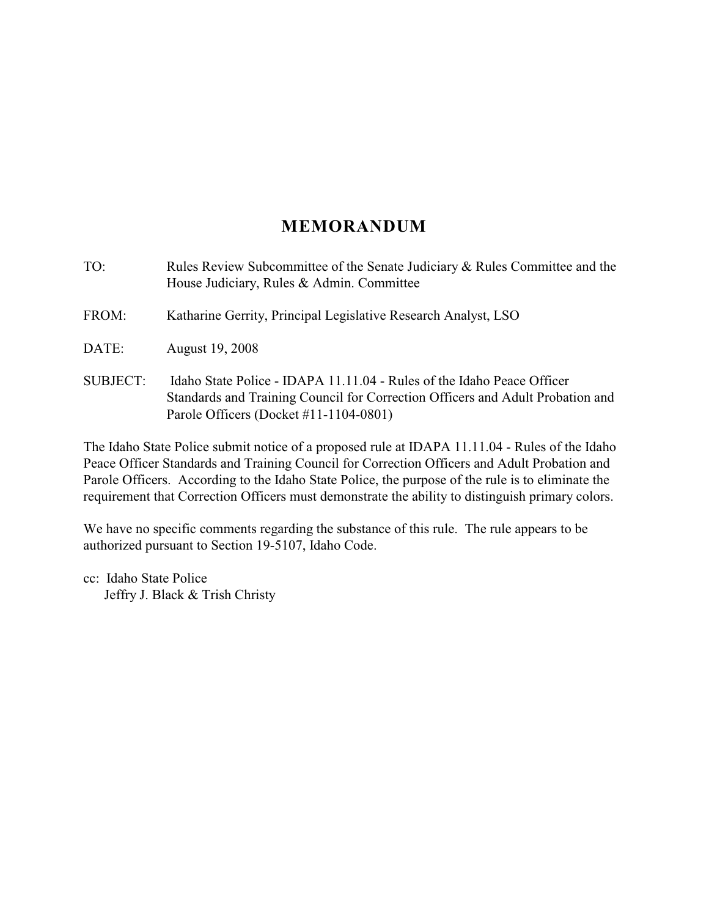# MEMORANDUM

TO: Rules Review Subcommittee of the Senate Judiciary & Rules Committee and the House Judiciary, Rules & Admin. Committee

FROM: Katharine Gerrity, Principal Legislative Research Analyst, LSO

DATE: August 19, 2008

SUBJECT: Idaho State Police - IDAPA 11.11.04 - Rules of the Idaho Peace Officer Standards and Training Council for Correction Officers and Adult Probation and Parole Officers (Docket #11-1104-0801)

The Idaho State Police submit notice of a proposed rule at IDAPA 11.11.04 - Rules of the Idaho Peace Officer Standards and Training Council for Correction Officers and Adult Probation and Parole Officers. According to the Idaho State Police, the purpose of the rule is to eliminate the requirement that Correction Officers must demonstrate the ability to distinguish primary colors.

We have no specific comments regarding the substance of this rule. The rule appears to be authorized pursuant to Section 19-5107, Idaho Code.

cc: Idaho State Police
Jeffry J. Black & Trish Christy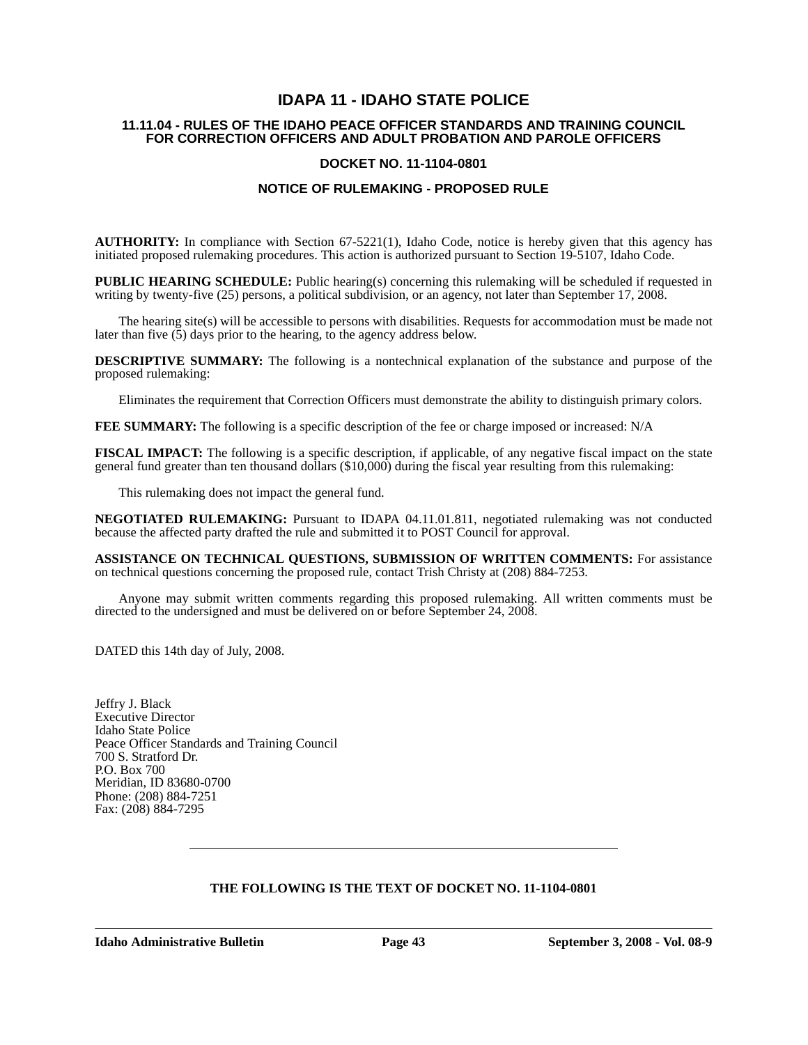# IDAPA 11 - IDAHO STATE POLICE

## 11.11.04 - RULES OF THE IDAHO PEACE OFFICER STANDARDS AND TRAINING COUNCIL FOR CORRECTION OFFICERS AND ADULT PROBATION AND PAROLE OFFICERS

### DOCKET NO. 11-1104-0801

### NOTICE OF RULEMAKING - PROPOSED RULE

**AUTHORITY:** In compliance with Section 67-5221(1), Idaho Code, notice is hereby given that this agency has initiated proposed rulemaking procedures. This action is authorized pursuant to Section 19-5107, Idaho Code.

**PUBLIC HEARING SCHEDULE:** Public hearing(s) concerning this rulemaking will be scheduled if requested in writing by twenty-five (25) persons, a political subdivision, or an agency, not later than September 17, 2008.

The hearing site(s) will be accessible to persons with disabilities. Requests for accommodation must be made not later than five (5) days prior to the hearing, to the agency address below.

**DESCRIPTIVE SUMMARY:** The following is a nontechnical explanation of the substance and purpose of the proposed rulemaking:

Eliminates the requirement that Correction Officers must demonstrate the ability to distinguish primary colors.

**FEE SUMMARY:** The following is a specific description of the fee or charge imposed or increased: N/A

**FISCAL IMPACT:** The following is a specific description, if applicable, of any negative fiscal impact on the state general fund greater than ten thousand dollars ($10,000) during the fiscal year resulting from this rulemaking:

This rulemaking does not impact the general fund.

**NEGOTIATED RULEMAKING:** Pursuant to IDAPA 04.11.01.811, negotiated rulemaking was not conducted because the affected party drafted the rule and submitted it to POST Council for approval.

**ASSISTANCE ON TECHNICAL QUESTIONS, SUBMISSION OF WRITTEN COMMENTS:** For assistance on technical questions concerning the proposed rule, contact Trish Christy at (208) 884-7253.

Anyone may submit written comments regarding this proposed rulemaking. All written comments must be directed to the undersigned and must be delivered on or before September 24, 2008.

DATED this 14th day of July, 2008.

Jeffry J. Black
Executive Director
Idaho State Police
Peace Officer Standards and Training Council
700 S. Stratford Dr.
P.O. Box 700
Meridian, ID 83680-0700
Phone: (208) 884-7251
Fax: (208) 884-7295

---

**THE FOLLOWING IS THE TEXT OF DOCKET NO. 11-1104-0801**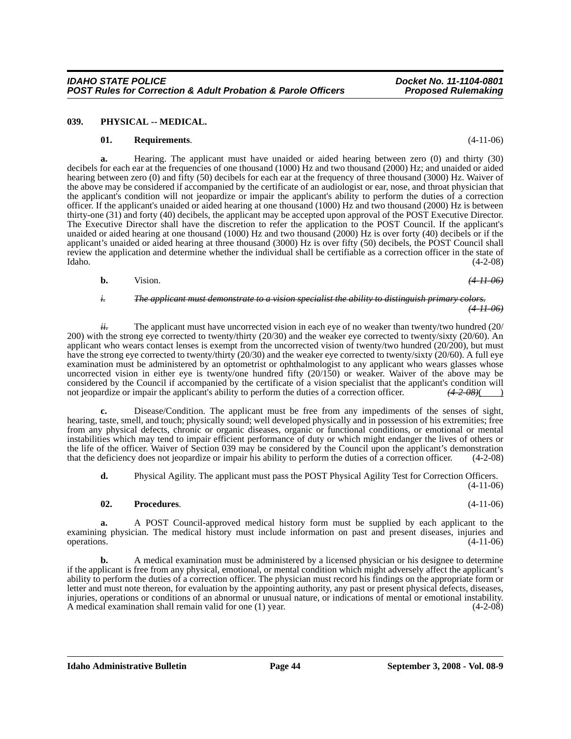**039. PHYSICAL -- MEDICAL.**

**01. Requirements**. (4-11-06)

**a.** Hearing. The applicant must have unaided or aided hearing between zero (0) and thirty (30) decibels for each ear at the frequencies of one thousand (1000) Hz and two thousand (2000) Hz; and unaided or aided hearing between zero (0) and fifty (50) decibels for each ear at the frequency of three thousand (3000) Hz. Waiver of the above may be considered if accompanied by the certificate of an audiologist or ear, nose, and throat physician that the applicant's condition will not jeopardize or impair the applicant's ability to perform the duties of a correction officer. If the applicant's unaided or aided hearing at one thousand (1000) Hz and two thousand (2000) Hz is between thirty-one (31) and forty (40) decibels, the applicant may be accepted upon approval of the POST Executive Director. The Executive Director shall have the discretion to refer the application to the POST Council. If the applicant's unaided or aided hearing at one thousand (1000) Hz and two thousand (2000) Hz is over forty (40) decibels or if the applicant's unaided or aided hearing at three thousand (3000) Hz is over fifty (50) decibels, the POST Council shall review the application and determine whether the individual shall be certifiable as a correction officer in the state of Idaho. (4-2-08)

**b.** Vision. ~~*(4-11-06)*~~

~~*i. The applicant must demonstrate to a vision specialist the ability to distinguish primary colors.*~~ ~~*(4-11-06)*~~

~~*ii.*~~ The applicant must have uncorrected vision in each eye of no weaker than twenty/two hundred (20/200) with the strong eye corrected to twenty/thirty (20/30) and the weaker eye corrected to twenty/sixty (20/60). An applicant who wears contact lenses is exempt from the uncorrected vision of twenty/two hundred (20/200), but must have the strong eye corrected to twenty/thirty (20/30) and the weaker eye corrected to twenty/sixty (20/60). A full eye examination must be administered by an optometrist or ophthalmologist to any applicant who wears glasses whose uncorrected vision in either eye is twenty/one hundred fifty (20/150) or weaker. Waiver of the above may be considered by the Council if accompanied by the certificate of a vision specialist that the applicant's condition will not jeopardize or impair the applicant's ability to perform the duties of a correction officer. ~~*(4-2-08)*~~(    )

**c.** Disease/Condition. The applicant must be free from any impediments of the senses of sight, hearing, taste, smell, and touch; physically sound; well developed physically and in possession of his extremities; free from any physical defects, chronic or organic diseases, organic or functional conditions, or emotional or mental instabilities which may tend to impair efficient performance of duty or which might endanger the lives of others or the life of the officer. Waiver of Section 039 may be considered by the Council upon the applicant's demonstration that the deficiency does not jeopardize or impair his ability to perform the duties of a correction officer. (4-2-08)

**d.** Physical Agility. The applicant must pass the POST Physical Agility Test for Correction Officers. (4-11-06)

**02. Procedures**. (4-11-06)

**a.** A POST Council-approved medical history form must be supplied by each applicant to the examining physician. The medical history must include information on past and present diseases, injuries and operations. (4-11-06)

**b.** A medical examination must be administered by a licensed physician or his designee to determine if the applicant is free from any physical, emotional, or mental condition which might adversely affect the applicant's ability to perform the duties of a correction officer. The physician must record his findings on the appropriate form or letter and must note thereon, for evaluation by the appointing authority, any past or present physical defects, diseases, injuries, operations or conditions of an abnormal or unusual nature, or indications of mental or emotional instability. A medical examination shall remain valid for one (1) year. (4-2-08)